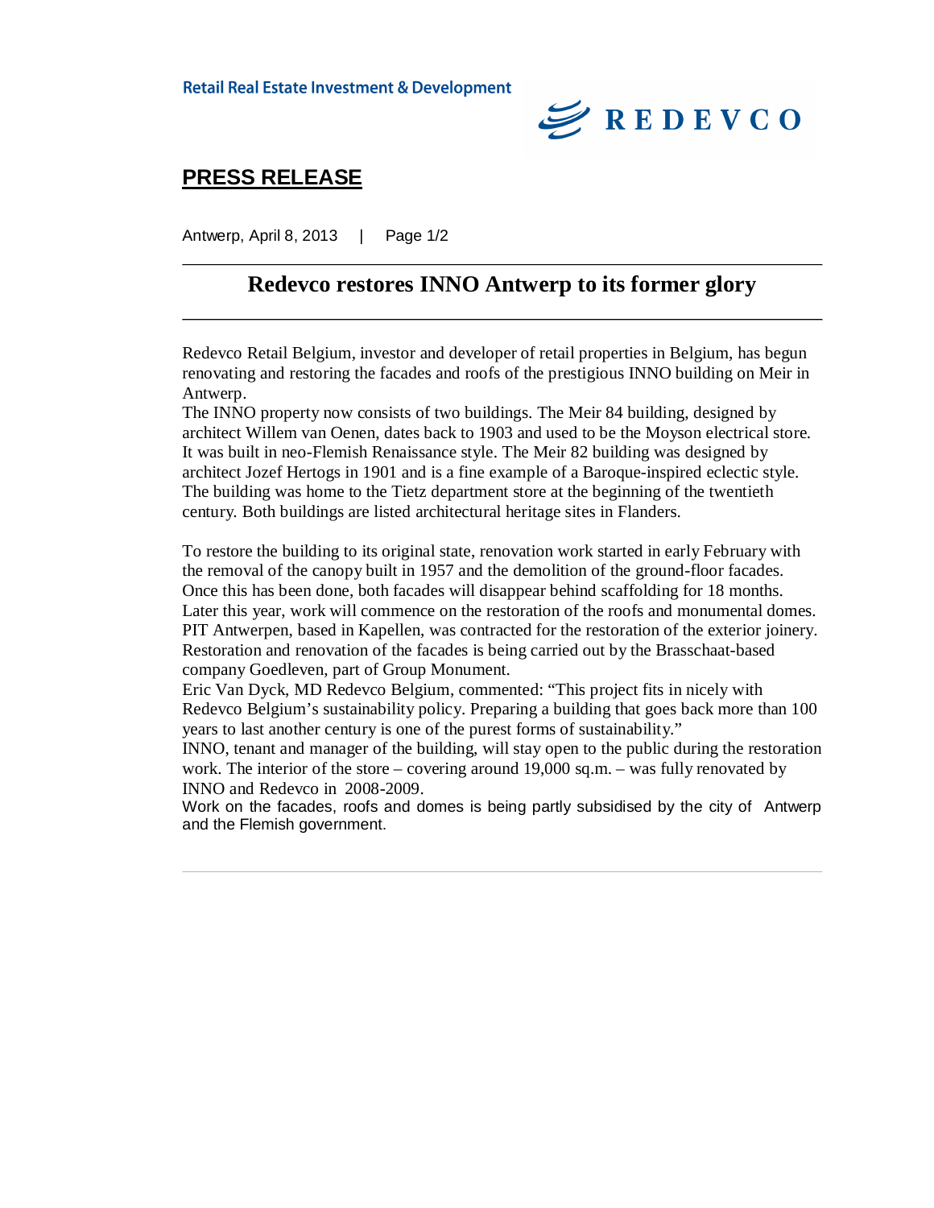Retail Real Estate Investment & Development

REDEVCO

## PRESS RELEASE

Antwerp, April 8, 2013

# Redevco restores INNO Antwerp to its former glory

Redevco Retail Belgium, investor and developer of retail properties in Belgium, has begun renovating and restoring the facades and roofs of the prestigious INNO building on Meir in Antwerp.

The INNO property now consists of two buildings. The Meir 84 building, designed by architect Willem van Oenen, dates back to 1903 and used to be the Moyson electrical store. It was built in neo-Flemish Renaissance style. The Meir 82 building was designed by architect Jozef Hertogs in 1901 and is a fine example of a Baroque-inspired eclectic style. The building was home to the Tietz department store at the beginning of the twentieth century. Both buildings are listed architectural heritage sites in Flanders.

To restore the building to its original state, renovation work started in early February with the removal of the canopy built in 1957 and the demolition of the ground-floor facades. Once this has been done, both facades will disappear behind scaffolding for 18 months. Later this year, work will commence on the restoration of the roofs and monumental domes. PIT Antwerpen, based in Kapellen, was contracted for the restoration of the exterior joinery. Restoration and renovation of the facades is being carried out by the Brasschaat-based company Goedleven, part of Group Monument.

Eric Van Dyck, MD Redevco Belgium, commented: "This project fits in nicely with Redevco Belgium's sustainability policy. Preparing a building that goes back more than 100 years to last another century is one of the purest forms of sustainability."

INNO, tenant and manager of the building, will stay open to the public during the restoration work. The interior of the store – covering around 19,000 sq.m. – was fully renovated by INNO and Redevco in 2008-2009.

Work on the facades, roofs and domes is being partly subsidised by the city of Antwerp and the Flemish government.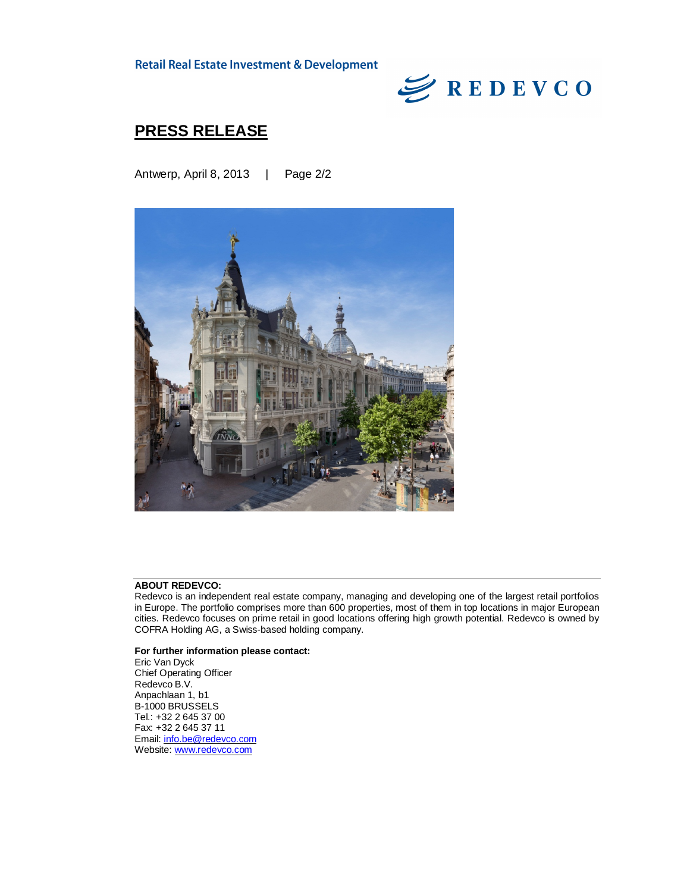# PRESS RELEASE

Antwerp, April 8, 2013

**ABOUT REDEVCO:**
Redevco is an independent real estate company, managing and developing one of the largest retail portfolios in Europe. The portfolio comprises more than 600 properties, most of them in top locations in major European cities. Redevco focuses on prime retail in good locations offering high growth potential. Redevco is owned by COFRA Holding AG, a Swiss-based holding company.

**For further information please contact:**
Eric Van Dyck
Chief Operating Officer
Redevco B.V.
Anpachlaan 1, b1
B-1000 BRUSSELS
Tel.: +32 2 645 37 00
Fax: +32 2 645 37 11
Email: info.be@redevco.com
Website: www.redevco.com